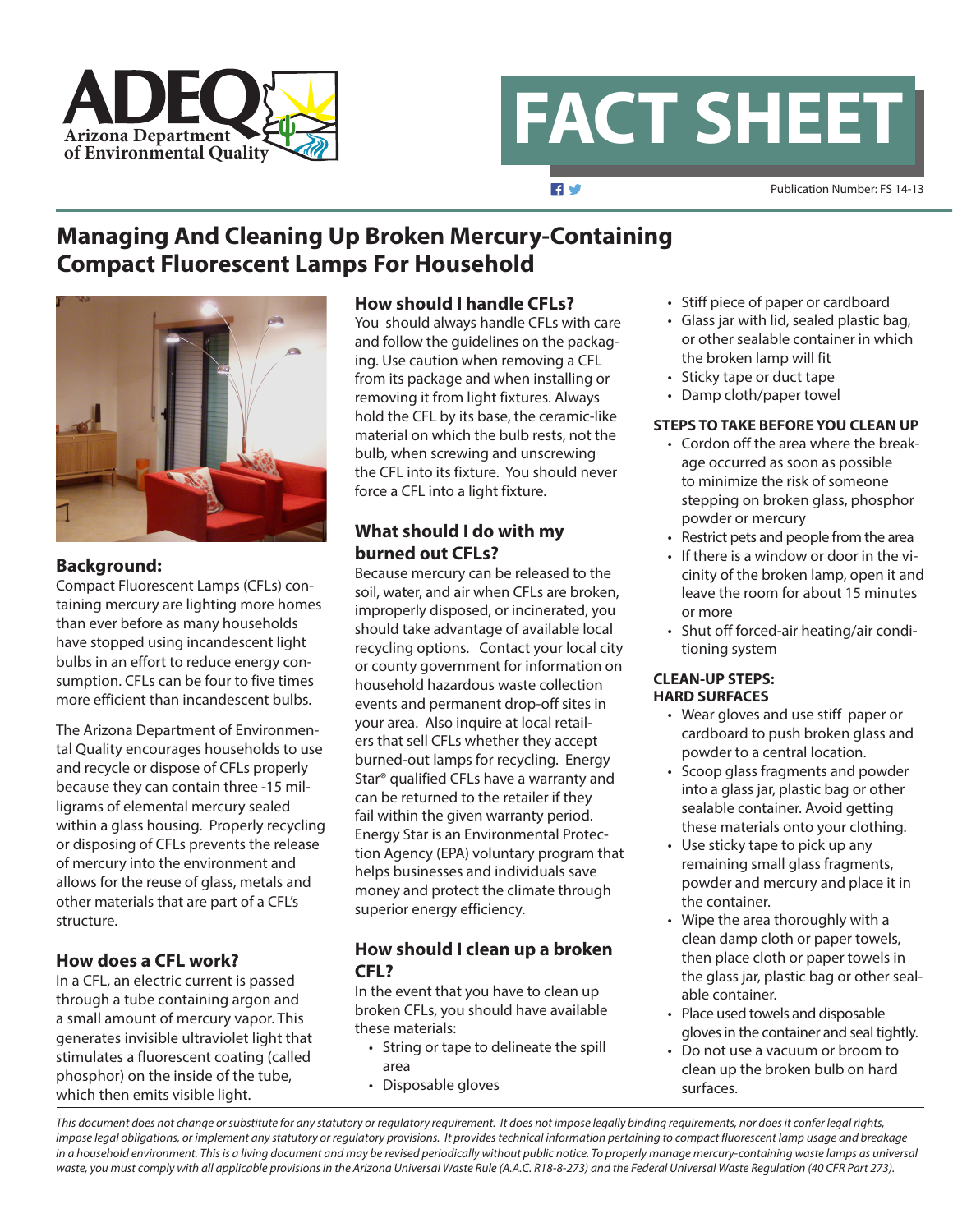ADEQ Arizona Department of Environmental Quality

# FACT SHEET

Publication Number: FS 14-13

## Managing And Cleaning Up Broken Mercury-Containing Compact Fluorescent Lamps For Household

### Background:

Compact Fluorescent Lamps (CFLs) containing mercury are lighting more homes than ever before as many households have stopped using incandescent light bulbs in an effort to reduce energy consumption. CFLs can be four to five times more efficient than incandescent bulbs.

The Arizona Department of Environmental Quality encourages households to use and recycle or dispose of CFLs properly because they can contain three -15 milligrams of elemental mercury sealed within a glass housing. Properly recycling or disposing of CFLs prevents the release of mercury into the environment and allows for the reuse of glass, metals and other materials that are part of a CFL's structure.

### How does a CFL work?

In a CFL, an electric current is passed through a tube containing argon and a small amount of mercury vapor. This generates invisible ultraviolet light that stimulates a fluorescent coating (called phosphor) on the inside of the tube, which then emits visible light.

### How should I handle CFLs?

You should always handle CFLs with care and follow the guidelines on the packaging. Use caution when removing a CFL from its package and when installing or removing it from light fixtures. Always hold the CFL by its base, the ceramic-like material on which the bulb rests, not the bulb, when screwing and unscrewing the CFL into its fixture. You should never force a CFL into a light fixture.

### What should I do with my burned out CFLs?

Because mercury can be released to the soil, water, and air when CFLs are broken, improperly disposed, or incinerated, you should take advantage of available local recycling options. Contact your local city or county government for information on household hazardous waste collection events and permanent drop-off sites in your area. Also inquire at local retailers that sell CFLs whether they accept burned-out lamps for recycling. Energy Star® qualified CFLs have a warranty and can be returned to the retailer if they fail within the given warranty period. Energy Star is an Environmental Protection Agency (EPA) voluntary program that helps businesses and individuals save money and protect the climate through superior energy efficiency.

### How should I clean up a broken CFL?

In the event that you have to clean up broken CFLs, you should have available these materials:

- String or tape to delineate the spill area
- Disposable gloves
- Stiff piece of paper or cardboard
- Glass jar with lid, sealed plastic bag, or other sealable container in which the broken lamp will fit
- Sticky tape or duct tape
- Damp cloth/paper towel

**STEPS TO TAKE BEFORE YOU CLEAN UP**

- Cordon off the area where the breakage occurred as soon as possible to minimize the risk of someone stepping on broken glass, phosphor powder or mercury
- Restrict pets and people from the area
- If there is a window or door in the vicinity of the broken lamp, open it and leave the room for about 15 minutes or more
- Shut off forced-air heating/air conditioning system

**CLEAN-UP STEPS: HARD SURFACES**

- Wear gloves and use stiff paper or cardboard to push broken glass and powder to a central location.
- Scoop glass fragments and powder into a glass jar, plastic bag or other sealable container. Avoid getting these materials onto your clothing.
- Use sticky tape to pick up any remaining small glass fragments, powder and mercury and place it in the container.
- Wipe the area thoroughly with a clean damp cloth or paper towels, then place cloth or paper towels in the glass jar, plastic bag or other sealable container.
- Place used towels and disposable gloves in the container and seal tightly.
- Do not use a vacuum or broom to clean up the broken bulb on hard surfaces.

*This document does not change or substitute for any statutory or regulatory requirement. It does not impose legally binding requirements, nor does it confer legal rights, impose legal obligations, or implement any statutory or regulatory provisions. It provides technical information pertaining to compact fluorescent lamp usage and breakage in a household environment. This is a living document and may be revised periodically without public notice. To properly manage mercury-containing waste lamps as universal waste, you must comply with all applicable provisions in the Arizona Universal Waste Rule (A.A.C. R18-8-273) and the Federal Universal Waste Regulation (40 CFR Part 273).*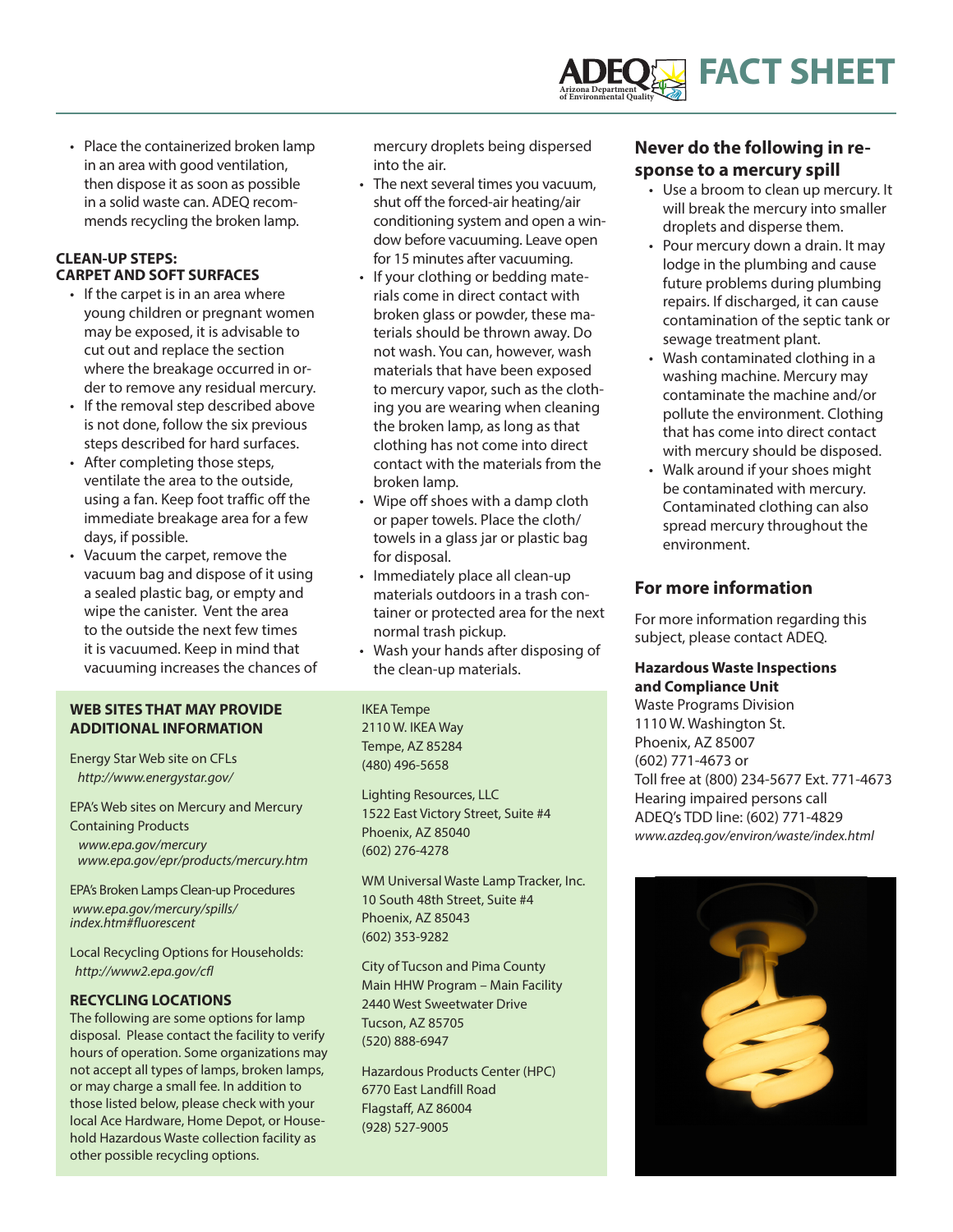- Place the containerized broken lamp in an area with good ventilation, then dispose it as soon as possible in a solid waste can. ADEQ recommends recycling the broken lamp.

**CLEAN-UP STEPS:**
**CARPET AND SOFT SURFACES**

- If the carpet is in an area where young children or pregnant women may be exposed, it is advisable to cut out and replace the section where the breakage occurred in order to remove any residual mercury.
- If the removal step described above is not done, follow the six previous steps described for hard surfaces.
- After completing those steps, ventilate the area to the outside, using a fan. Keep foot traffic off the immediate breakage area for a few days, if possible.
- Vacuum the carpet, remove the vacuum bag and dispose of it using a sealed plastic bag, or empty and wipe the canister. Vent the area to the outside the next few times it is vacuumed. Keep in mind that vacuuming increases the chances of mercury droplets being dispersed into the air.
- The next several times you vacuum, shut off the forced-air heating/air conditioning system and open a window before vacuuming. Leave open for 15 minutes after vacuuming.
- If your clothing or bedding materials come in direct contact with broken glass or powder, these materials should be thrown away. Do not wash. You can, however, wash materials that have been exposed to mercury vapor, such as the clothing you are wearing when cleaning the broken lamp, as long as that clothing has not come into direct contact with the materials from the broken lamp.
- Wipe off shoes with a damp cloth or paper towels. Place the cloth/towels in a glass jar or plastic bag for disposal.
- Immediately place all clean-up materials outdoors in a trash container or protected area for the next normal trash pickup.
- Wash your hands after disposing of the clean-up materials.

**WEB SITES THAT MAY PROVIDE ADDITIONAL INFORMATION**

Energy Star Web site on CFLs
*http://www.energystar.gov/*

EPA's Web sites on Mercury and Mercury Containing Products
*www.epa.gov/mercury*
*www.epa.gov/epr/products/mercury.htm*

EPA's Broken Lamps Clean-up Procedures
*www.epa.gov/mercury/spills/index.htm#fluorescent*

Local Recycling Options for Households:
*http://www2.epa.gov/cfl*

**RECYCLING LOCATIONS**

The following are some options for lamp disposal. Please contact the facility to verify hours of operation. Some organizations may not accept all types of lamps, broken lamps, or may charge a small fee. In addition to those listed below, please check with your local Ace Hardware, Home Depot, or Household Hazardous Waste collection facility as other possible recycling options.

IKEA Tempe
2110 W. IKEA Way
Tempe, AZ 85284
(480) 496-5658

Lighting Resources, LLC
1522 East Victory Street, Suite #4
Phoenix, AZ 85040
(602) 276-4278

WM Universal Waste Lamp Tracker, Inc.
10 South 48th Street, Suite #4
Phoenix, AZ 85043
(602) 353-9282

City of Tucson and Pima County
Main HHW Program – Main Facility
2440 West Sweetwater Drive
Tucson, AZ 85705
(520) 888-6947

Hazardous Products Center (HPC)
6770 East Landfill Road
Flagstaff, AZ 86004
(928) 527-9005

## Never do the following in response to a mercury spill

- Use a broom to clean up mercury. It will break the mercury into smaller droplets and disperse them.
- Pour mercury down a drain. It may lodge in the plumbing and cause future problems during plumbing repairs. If discharged, it can cause contamination of the septic tank or sewage treatment plant.
- Wash contaminated clothing in a washing machine. Mercury may contaminate the machine and/or pollute the environment. Clothing that has come into direct contact with mercury should be disposed.
- Walk around if your shoes might be contaminated with mercury. Contaminated clothing can also spread mercury throughout the environment.

## For more information

For more information regarding this subject, please contact ADEQ.

**Hazardous Waste Inspections and Compliance Unit**
Waste Programs Division
1110 W. Washington St.
Phoenix, AZ 85007
(602) 771-4673 or
Toll free at (800) 234-5677 Ext. 771-4673
Hearing impaired persons call
ADEQ's TDD line: (602) 771-4829
*www.azdeq.gov/environ/waste/index.html*